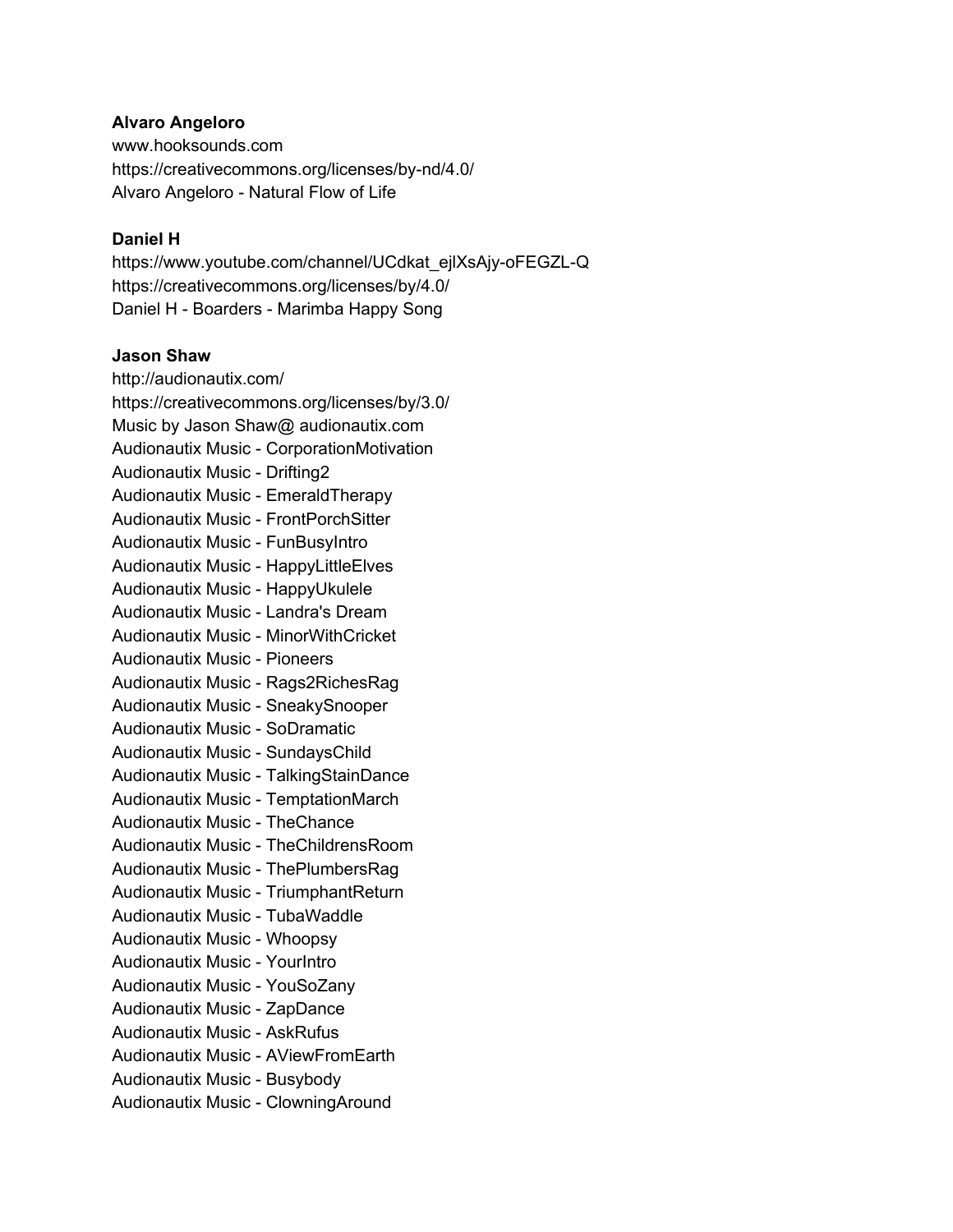**Alvaro Angeloro**
www.hooksounds.com
https://creativecommons.org/licenses/by-nd/4.0/
Alvaro Angeloro - Natural Flow of Life

**Daniel H**
https://www.youtube.com/channel/UCdkat_ejlXsAjy-oFEGZL-Q
https://creativecommons.org/licenses/by/4.0/
Daniel H - Boarders - Marimba Happy Song

**Jason Shaw**
http://audionautix.com/
https://creativecommons.org/licenses/by/3.0/
Music by Jason Shaw@ audionautix.com
Audionautix Music - CorporationMotivation
Audionautix Music - Drifting2
Audionautix Music - EmeraldTherapy
Audionautix Music - FrontPorchSitter
Audionautix Music - FunBusyIntro
Audionautix Music - HappyLittleElves
Audionautix Music - HappyUkulele
Audionautix Music - Landra's Dream
Audionautix Music - MinorWithCricket
Audionautix Music - Pioneers
Audionautix Music - Rags2RichesRag
Audionautix Music - SneakySnooper
Audionautix Music - SoDramatic
Audionautix Music - SundaysChild
Audionautix Music - TalkingStainDance
Audionautix Music - TemptationMarch
Audionautix Music - TheChance
Audionautix Music - TheChildrensRoom
Audionautix Music - ThePlumbersRag
Audionautix Music - TriumphantReturn
Audionautix Music - TubaWaddle
Audionautix Music - Whoopsy
Audionautix Music - YourIntro
Audionautix Music - YouSoZany
Audionautix Music - ZapDance
Audionautix Music - AskRufus
Audionautix Music - AViewFromEarth
Audionautix Music - Busybody
Audionautix Music - ClowningAround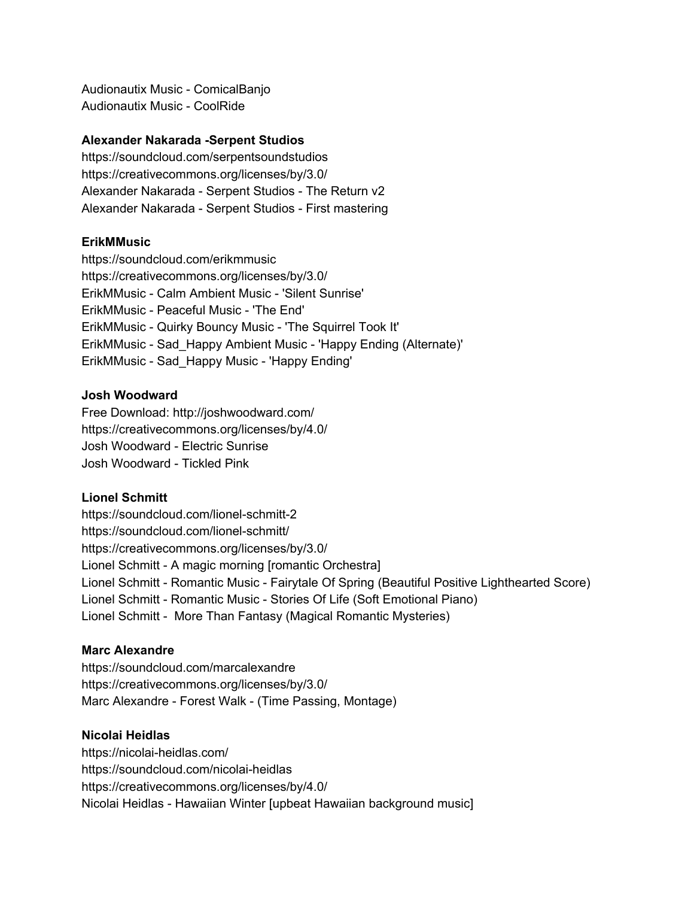Audionautix Music - ComicalBanjo
Audionautix Music - CoolRide

**Alexander Nakarada -Serpent Studios**
https://soundcloud.com/serpentsoundstudios
https://creativecommons.org/licenses/by/3.0/
Alexander Nakarada - Serpent Studios - The Return v2
Alexander Nakarada - Serpent Studios - First mastering

**ErikMMusic**
https://soundcloud.com/erikmmusic
https://creativecommons.org/licenses/by/3.0/
ErikMMusic - Calm Ambient Music - 'Silent Sunrise'
ErikMMusic - Peaceful Music - 'The End'
ErikMMusic - Quirky Bouncy Music - 'The Squirrel Took It'
ErikMMusic - Sad_Happy Ambient Music - 'Happy Ending (Alternate)'
ErikMMusic - Sad_Happy Music - 'Happy Ending'

**Josh Woodward**
Free Download: http://joshwoodward.com/
https://creativecommons.org/licenses/by/4.0/
Josh Woodward - Electric Sunrise
Josh Woodward - Tickled Pink

**Lionel Schmitt**
https://soundcloud.com/lionel-schmitt-2
https://soundcloud.com/lionel-schmitt/
https://creativecommons.org/licenses/by/3.0/
Lionel Schmitt - A magic morning [romantic Orchestra]
Lionel Schmitt - Romantic Music - Fairytale Of Spring (Beautiful Positive Lighthearted Score)
Lionel Schmitt - Romantic Music - Stories Of Life (Soft Emotional Piano)
Lionel Schmitt - More Than Fantasy (Magical Romantic Mysteries)

**Marc Alexandre**
https://soundcloud.com/marcalexandre
https://creativecommons.org/licenses/by/3.0/
Marc Alexandre - Forest Walk - (Time Passing, Montage)

**Nicolai Heidlas**
https://nicolai-heidlas.com/
https://soundcloud.com/nicolai-heidlas
https://creativecommons.org/licenses/by/4.0/
Nicolai Heidlas - Hawaiian Winter [upbeat Hawaiian background music]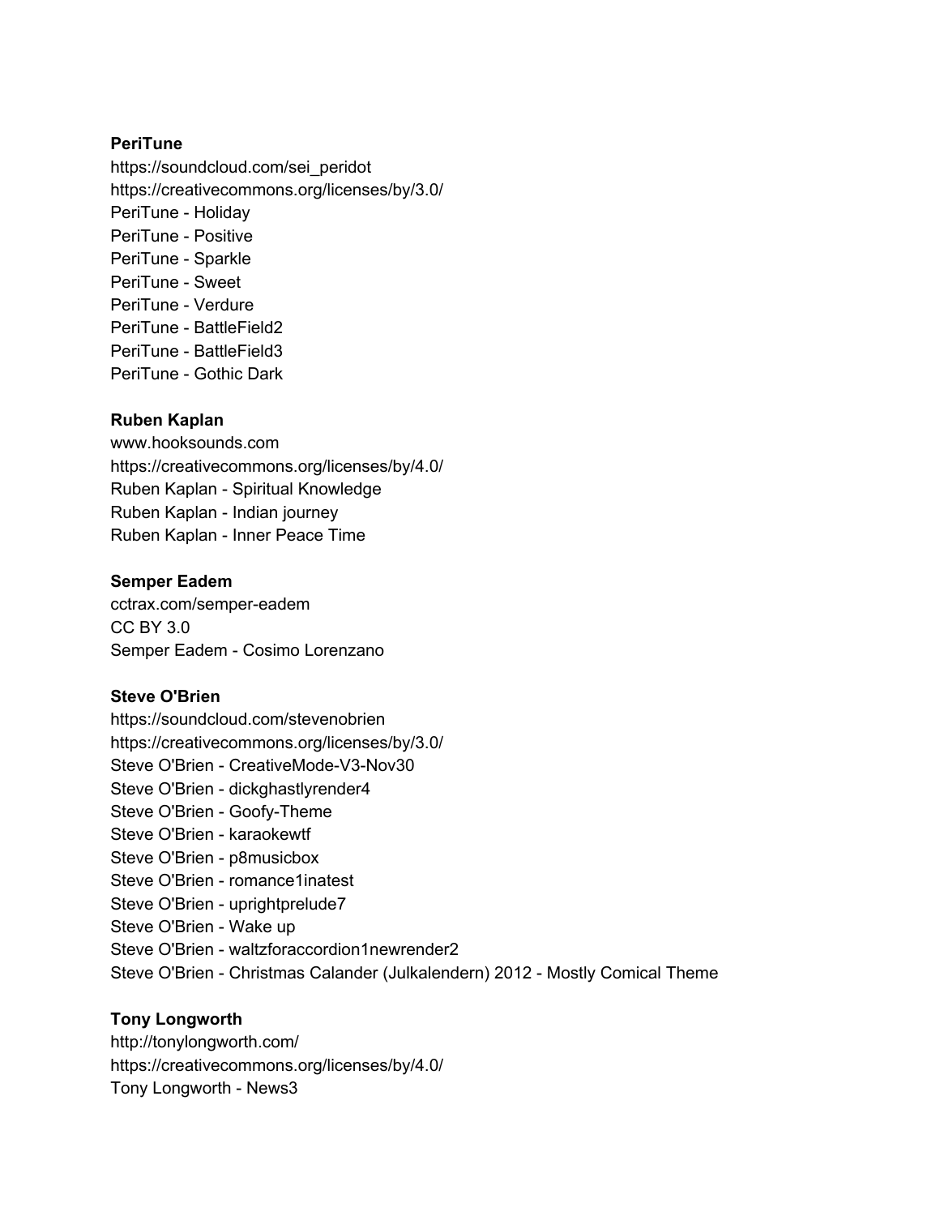**PeriTune**
https://soundcloud.com/sei_peridot
https://creativecommons.org/licenses/by/3.0/
PeriTune - Holiday
PeriTune - Positive
PeriTune - Sparkle
PeriTune - Sweet
PeriTune - Verdure
PeriTune - BattleField2
PeriTune - BattleField3
PeriTune - Gothic Dark

**Ruben Kaplan**
www.hooksounds.com
https://creativecommons.org/licenses/by/4.0/
Ruben Kaplan - Spiritual Knowledge
Ruben Kaplan - Indian journey
Ruben Kaplan - Inner Peace Time

**Semper Eadem**
cctrax.com/semper-eadem
CC BY 3.0
Semper Eadem - Cosimo Lorenzano

**Steve O'Brien**
https://soundcloud.com/stevenobrien
https://creativecommons.org/licenses/by/3.0/
Steve O'Brien - CreativeMode-V3-Nov30
Steve O'Brien - dickghastlyrender4
Steve O'Brien - Goofy-Theme
Steve O'Brien - karaokewtf
Steve O'Brien - p8musicbox
Steve O'Brien - romance1inatest
Steve O'Brien - uprightprelude7
Steve O'Brien - Wake up
Steve O'Brien - waltzforaccordion1newrender2
Steve O'Brien - Christmas Calander (Julkalendern) 2012 - Mostly Comical Theme

**Tony Longworth**
http://tonylongworth.com/
https://creativecommons.org/licenses/by/4.0/
Tony Longworth - News3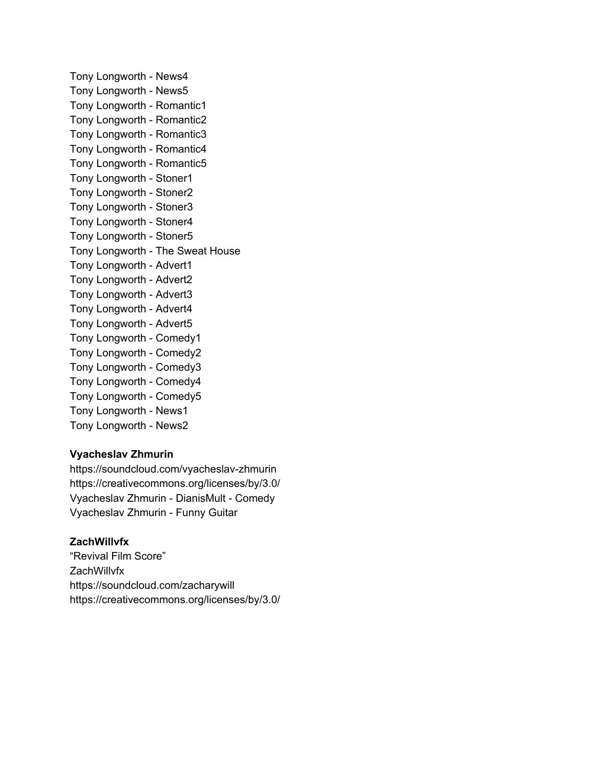Tony Longworth - News4
Tony Longworth - News5
Tony Longworth - Romantic1
Tony Longworth - Romantic2
Tony Longworth - Romantic3
Tony Longworth - Romantic4
Tony Longworth - Romantic5
Tony Longworth - Stoner1
Tony Longworth - Stoner2
Tony Longworth - Stoner3
Tony Longworth - Stoner4
Tony Longworth - Stoner5
Tony Longworth - The Sweat House
Tony Longworth - Advert1
Tony Longworth - Advert2
Tony Longworth - Advert3
Tony Longworth - Advert4
Tony Longworth - Advert5
Tony Longworth - Comedy1
Tony Longworth - Comedy2
Tony Longworth - Comedy3
Tony Longworth - Comedy4
Tony Longworth - Comedy5
Tony Longworth - News1
Tony Longworth - News2

**Vyacheslav Zhmurin**
https://soundcloud.com/vyacheslav-zhmurin
https://creativecommons.org/licenses/by/3.0/
Vyacheslav Zhmurin - DianisMult - Comedy
Vyacheslav Zhmurin - Funny Guitar

**ZachWillvfx**
"Revival Film Score"
ZachWillvfx
https://soundcloud.com/zacharywill
https://creativecommons.org/licenses/by/3.0/